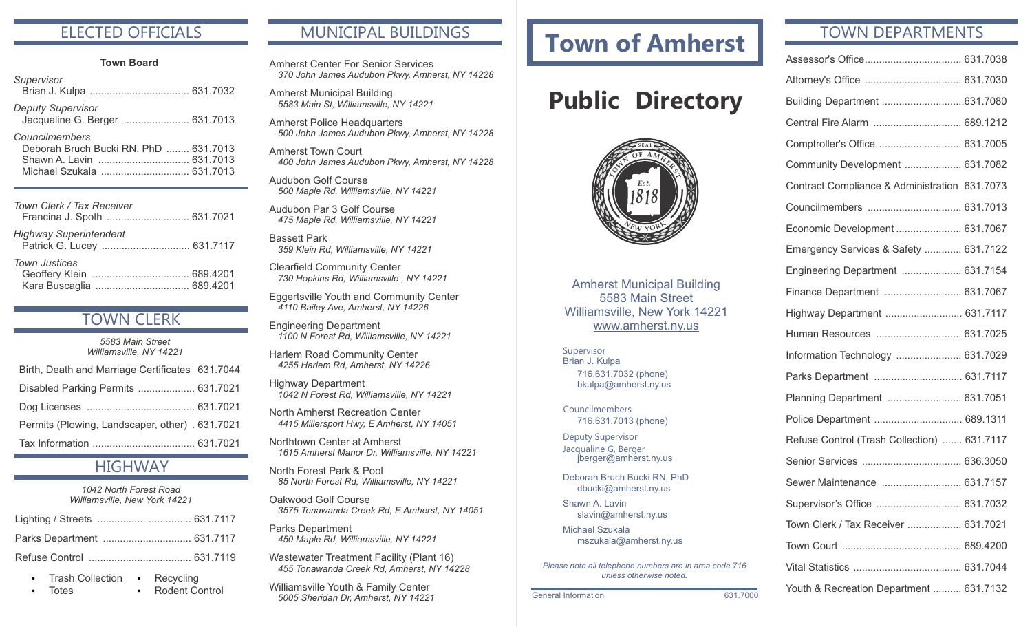## ELECTED OFFICIALS

**Town Board**

*Supervisor*
Brian J. Kulpa .................................. 631.7032

*Deputy Supervisor*
Jacqualine G. Berger ...................... 631.7013

*Councilmembers*
Deborah Bruch Bucki RN, PhD ........ 631.7013
Shawn A. Lavin ................................ 631.7013
Michael Szukala ............................... 631.7013

*Town Clerk / Tax Receiver*
Francina J. Spoth ............................ 631.7021

*Highway Superintendent*
Patrick G. Lucey .............................. 631.7117

*Town Justices*
Geoffery Klein ................................. 689.4201
Kara Buscaglia ................................ 689.4201

## TOWN CLERK

*5583 Main Street*
*Williamsville, NY 14221*

Birth, Death and Marriage Certificates 631.7044

Disabled Parking Permits .................... 631.7021

Dog Licenses ..................................... 631.7021

Permits (Plowing, Landscaper, other) . 631.7021

Tax Information ................................... 631.7021

## HIGHWAY

*1042 North Forest Road*
*Williamsville, New York 14221*

Lighting / Streets ................................ 631.7117

Parks Department .............................. 631.7117

Refuse Control .................................... 631.7119

- Trash Collection
- Totes
- Recycling
- Rodent Control

## MUNICIPAL BUILDINGS

Amherst Center For Senior Services
*370 John James Audubon Pkwy, Amherst, NY 14228*

Amherst Municipal Building
*5583 Main St, Williamsville, NY 14221*

Amherst Police Headquarters
*500 John James Audubon Pkwy, Amherst, NY 14228*

Amherst Town Court
*400 John James Audubon Pkwy, Amherst, NY 14228*

Audubon Golf Course
*500 Maple Rd, Williamsville, NY 14221*

Audubon Par 3 Golf Course
*475 Maple Rd, Williamsville, NY 14221*

Bassett Park
*359 Klein Rd, Williamsville, NY 14221*

Clearfield Community Center
*730 Hopkins Rd, Williamsville , NY 14221*

Eggertsville Youth and Community Center
*4110 Bailey Ave, Amherst, NY 14226*

Engineering Department
*1100 N Forest Rd, Williamsville, NY 14221*

Harlem Road Community Center
*4255 Harlem Rd, Amherst, NY 14226*

Highway Department
*1042 N Forest Rd, Williamsville, NY 14221*

North Amherst Recreation Center
*4415 Millersport Hwy, E Amherst, NY 14051*

Northtown Center at Amherst
*1615 Amherst Manor Dr, Williamsville, NY 14221*

North Forest Park & Pool
*85 North Forest Rd, Williamsville, NY 14221*

Oakwood Golf Course
*3575 Tonawanda Creek Rd, E Amherst, NY 14051*

Parks Department
*450 Maple Rd, Williamsville, NY 14221*

Wastewater Treatment Facility (Plant 16)
*455 Tonawanda Creek Rd, Amherst, NY 14228*

Williamsville Youth & Family Center
*5005 Sheridan Dr, Amherst, NY 14221*

# Town of Amherst

# Public Directory

SEAL · TOWN OF AMHERST · Est. 1818 · NEW YORK

Amherst Municipal Building
5583 Main Street
Williamsville, New York 14221
www.amherst.ny.us

Supervisor
Brian J. Kulpa
716.631.7032 (phone)
bkulpa@amherst.ny.us

Councilmembers
716.631.7013 (phone)

Deputy Supervisor
Jacqualine G. Berger
jberger@amherst.ny.us

Deborah Bruch Bucki RN, PhD
dbucki@amherst.ny.us

Shawn A. Lavin
slavin@amherst.ny.us

Michael Szukala
mszukala@amherst.ny.us

*Please note all telephone numbers are in area code 716 unless otherwise noted.*

General Information 631.7000

## TOWN DEPARTMENTS

Assessor's Office.................................. 631.7038

Attorney's Office .................................. 631.7030

Building Department .............................631.7080

Central Fire Alarm ............................... 689.1212

Comptroller's Office ............................. 631.7005

Community Development .................... 631.7082

Contract Compliance & Administration 631.7073

Councilmembers ................................. 631.7013

Economic Development ....................... 631.7067

Emergency Services & Safety ............. 631.7122

Engineering Department ..................... 631.7154

Finance Department ............................ 631.7067

Highway Department ........................... 631.7117

Human Resources .............................. 631.7025

Information Technology ....................... 631.7029

Parks Department ............................... 631.7117

Planning Department .......................... 631.7051

Police Department ............................... 689.1311

Refuse Control (Trash Collection) ....... 631.7117

Senior Services ................................... 636.3050

Sewer Maintenance ............................ 631.7157

Supervisor’s Office .............................. 631.7032

Town Clerk / Tax Receiver ................... 631.7021

Town Court .......................................... 689.4200

Vital Statistics ...................................... 631.7044

Youth & Recreation Department .......... 631.7132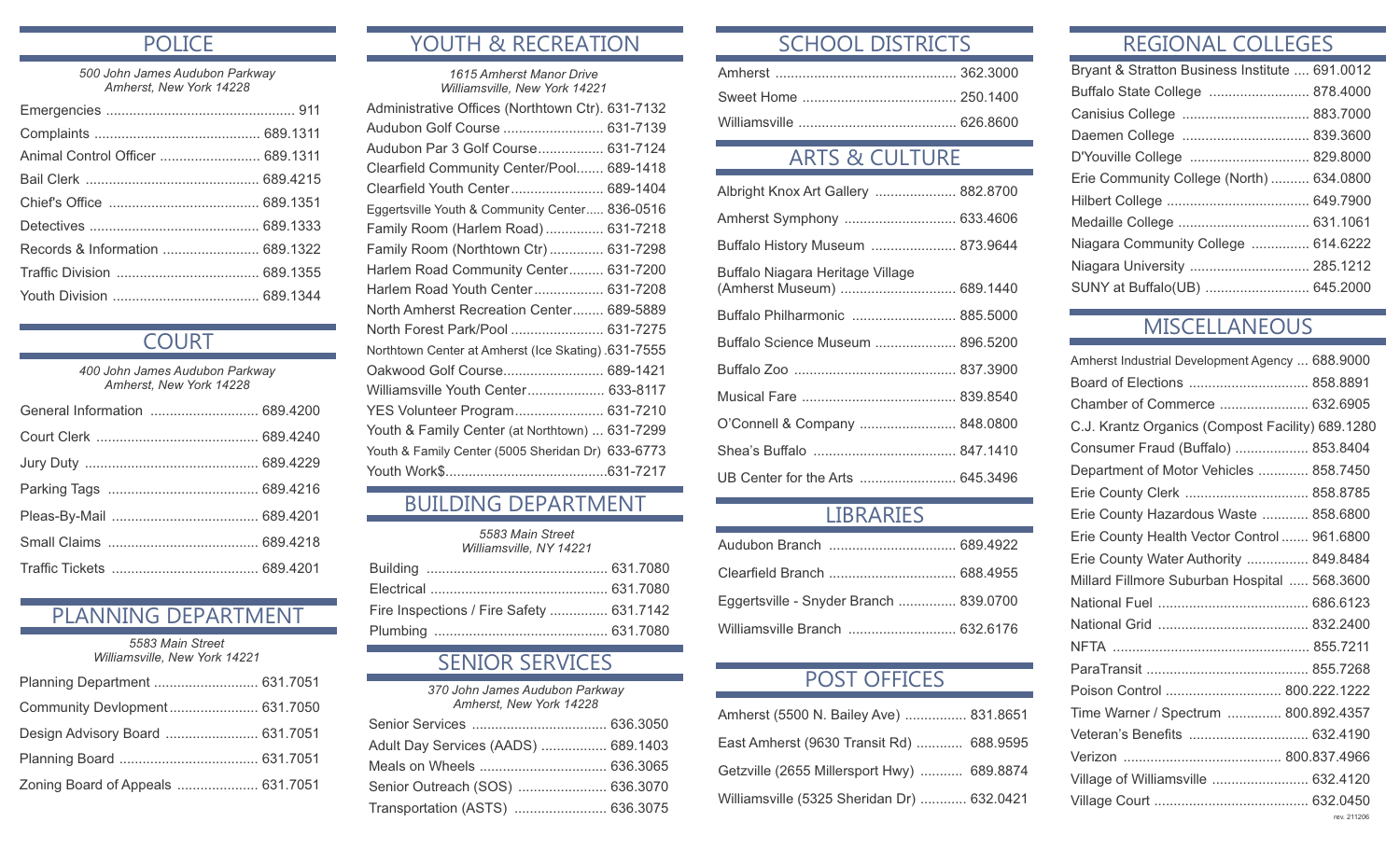## POLICE

*500 John James Audubon Parkway*
*Amherst, New York 14228*

| | |
|---|---|
| Emergencies | 911 |
| Complaints | 689.1311 |
| Animal Control Officer | 689.1311 |
| Bail Clerk | 689.4215 |
| Chief's Office | 689.1351 |
| Detectives | 689.1333 |
| Records & Information | 689.1322 |
| Traffic Division | 689.1355 |
| Youth Division | 689.1344 |

## COURT

*400 John James Audubon Parkway*
*Amherst, New York 14228*

| | |
|---|---|
| General Information | 689.4200 |
| Court Clerk | 689.4240 |
| Jury Duty | 689.4229 |
| Parking Tags | 689.4216 |
| Pleas-By-Mail | 689.4201 |
| Small Claims | 689.4218 |
| Traffic Tickets | 689.4201 |

## PLANNING DEPARTMENT

*5583 Main Street*
*Williamsville, New York 14221*

| | |
|---|---|
| Planning Department | 631.7051 |
| Community Devlopment | 631.7050 |
| Design Advisory Board | 631.7051 |
| Planning Board | 631.7051 |
| Zoning Board of Appeals | 631.7051 |

## YOUTH & RECREATION

*1615 Amherst Manor Drive*
*Williamsville, New York 14221*

| | |
|---|---|
| Administrative Offices (Northtown Ctr). | 631-7132 |
| Audubon Golf Course | 631-7139 |
| Audubon Par 3 Golf Course | 631-7124 |
| Clearfield Community Center/Pool | 689-1418 |
| Clearfield Youth Center | 689-1404 |
| Eggertsville Youth & Community Center | 836-0516 |
| Family Room (Harlem Road) | 631-7218 |
| Family Room (Northtown Ctr) | 631-7298 |
| Harlem Road Community Center | 631-7200 |
| Harlem Road Youth Center | 631-7208 |
| North Amherst Recreation Center | 689-5889 |
| North Forest Park/Pool | 631-7275 |
| Northtown Center at Amherst (Ice Skating) | 631-7555 |
| Oakwood Golf Course | 689-1421 |
| Williamsville Youth Center | 633-8117 |
| YES Volunteer Program | 631-7210 |
| Youth & Family Center (at Northtown) | 631-7299 |
| Youth & Family Center (5005 Sheridan Dr) | 633-6773 |
| Youth Work$ | 631-7217 |

## BUILDING DEPARTMENT

*5583 Main Street*
*Williamsville, NY 14221*

| | |
|---|---|
| Building | 631.7080 |
| Electrical | 631.7080 |
| Fire Inspections / Fire Safety | 631.7142 |
| Plumbing | 631.7080 |

## SENIOR SERVICES

*370 John James Audubon Parkway*
*Amherst, New York 14228*

| | |
|---|---|
| Senior Services | 636.3050 |
| Adult Day Services (AADS) | 689.1403 |
| Meals on Wheels | 636.3065 |
| Senior Outreach (SOS) | 636.3070 |
| Transportation (ASTS) | 636.3075 |

## SCHOOL DISTRICTS

| | |
|---|---|
| Amherst | 362.3000 |
| Sweet Home | 250.1400 |
| Williamsville | 626.8600 |

## ARTS & CULTURE

| | |
|---|---|
| Albright Knox Art Gallery | 882.8700 |
| Amherst Symphony | 633.4606 |
| Buffalo History Museum | 873.9644 |
| Buffalo Niagara Heritage Village (Amherst Museum) | 689.1440 |
| Buffalo Philharmonic | 885.5000 |
| Buffalo Science Museum | 896.5200 |
| Buffalo Zoo | 837.3900 |
| Musical Fare | 839.8540 |
| O'Connell & Company | 848.0800 |
| Shea's Buffalo | 847.1410 |
| UB Center for the Arts | 645.3496 |

## LIBRARIES

| | |
|---|---|
| Audubon Branch | 689.4922 |
| Clearfield Branch | 688.4955 |
| Eggertsville - Snyder Branch | 839.0700 |
| Williamsville Branch | 632.6176 |

## POST OFFICES

| | |
|---|---|
| Amherst (5500 N. Bailey Ave) | 831.8651 |
| East Amherst (9630 Transit Rd) | 688.9595 |
| Getzville (2655 Millersport Hwy) | 689.8874 |
| Williamsville (5325 Sheridan Dr) | 632.0421 |

## REGIONAL COLLEGES

| | |
|---|---|
| Bryant & Stratton Business Institute | 691.0012 |
| Buffalo State College | 878.4000 |
| Canisius College | 883.7000 |
| Daemen College | 839.3600 |
| D'Youville College | 829.8000 |
| Erie Community College (North) | 634.0800 |
| Hilbert College | 649.7900 |
| Medaille College | 631.1061 |
| Niagara Community College | 614.6222 |
| Niagara University | 285.1212 |
| SUNY at Buffalo(UB) | 645.2000 |

## MISCELLANEOUS

| | |
|---|---|
| Amherst Industrial Development Agency | 688.9000 |
| Board of Elections | 858.8891 |
| Chamber of Commerce | 632.6905 |
| C.J. Krantz Organics (Compost Facility) | 689.1280 |
| Consumer Fraud (Buffalo) | 853.8404 |
| Department of Motor Vehicles | 858.7450 |
| Erie County Clerk | 858.8785 |
| Erie County Hazardous Waste | 858.6800 |
| Erie County Health Vector Control | 961.6800 |
| Erie County Water Authority | 849.8484 |
| Millard Fillmore Suburban Hospital | 568.3600 |
| National Fuel | 686.6123 |
| National Grid | 832.2400 |
| NFTA | 855.7211 |
| ParaTransit | 855.7268 |
| Poison Control | 800.222.1222 |
| Time Warner / Spectrum | 800.892.4357 |
| Veteran's Benefits | 632.4190 |
| Verizon | 800.837.4966 |
| Village of Williamsville | 632.4120 |
| Village Court | 632.0450 |

rev. 211206